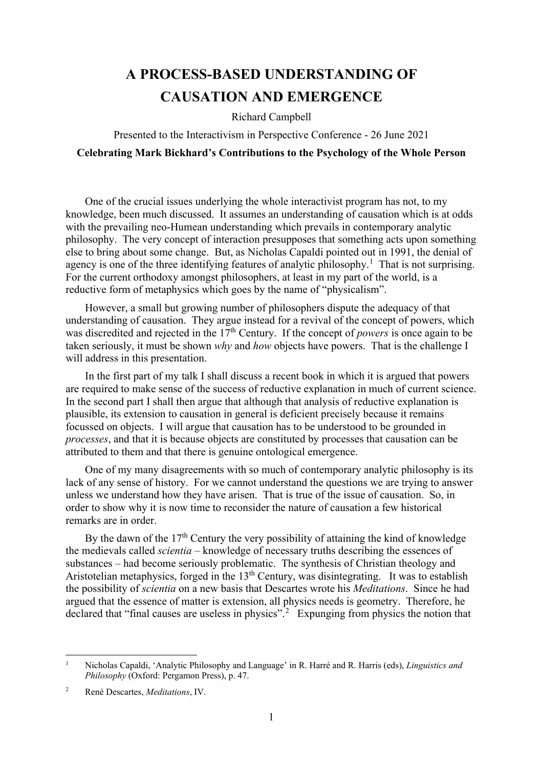# A PROCESS-BASED UNDERSTANDING OF CAUSATION AND EMERGENCE

Richard Campbell

Presented to the Interactivism in Perspective Conference - 26 June 2021

**Celebrating Mark Bickhard's Contributions to the Psychology of the Whole Person**

One of the crucial issues underlying the whole interactivist program has not, to my knowledge, been much discussed. It assumes an understanding of causation which is at odds with the prevailing neo-Humean understanding which prevails in contemporary analytic philosophy. The very concept of interaction presupposes that something acts upon something else to bring about some change. But, as Nicholas Capaldi pointed out in 1991, the denial of agency is one of the three identifying features of analytic philosophy.[1] That is not surprising. For the current orthodoxy amongst philosophers, at least in my part of the world, is a reductive form of metaphysics which goes by the name of "physicalism".

However, a small but growing number of philosophers dispute the adequacy of that understanding of causation. They argue instead for a revival of the concept of powers, which was discredited and rejected in the 17th Century. If the concept of *powers* is once again to be taken seriously, it must be shown *why* and *how* objects have powers. That is the challenge I will address in this presentation.

In the first part of my talk I shall discuss a recent book in which it is argued that powers are required to make sense of the success of reductive explanation in much of current science. In the second part I shall then argue that although that analysis of reductive explanation is plausible, its extension to causation in general is deficient precisely because it remains focussed on objects. I will argue that causation has to be understood to be grounded in *processes*, and that it is because objects are constituted by processes that causation can be attributed to them and that there is genuine ontological emergence.

One of my many disagreements with so much of contemporary analytic philosophy is its lack of any sense of history. For we cannot understand the questions we are trying to answer unless we understand how they have arisen. That is true of the issue of causation. So, in order to show why it is now time to reconsider the nature of causation a few historical remarks are in order.

By the dawn of the 17th Century the very possibility of attaining the kind of knowledge the medievals called *scientia* – knowledge of necessary truths describing the essences of substances – had become seriously problematic. The synthesis of Christian theology and Aristotelian metaphysics, forged in the 13th Century, was disintegrating. It was to establish the possibility of *scientia* on a new basis that Descartes wrote his *Meditations*. Since he had argued that the essence of matter is extension, all physics needs is geometry. Therefore, he declared that "final causes are useless in physics".[2] Expunging from physics the notion that

---

[1] Nicholas Capaldi, 'Analytic Philosophy and Language' in R. Harré and R. Harris (eds), *Linguistics and Philosophy* (Oxford: Pergamon Press), p. 47.

[2] René Descartes, *Meditations*, IV.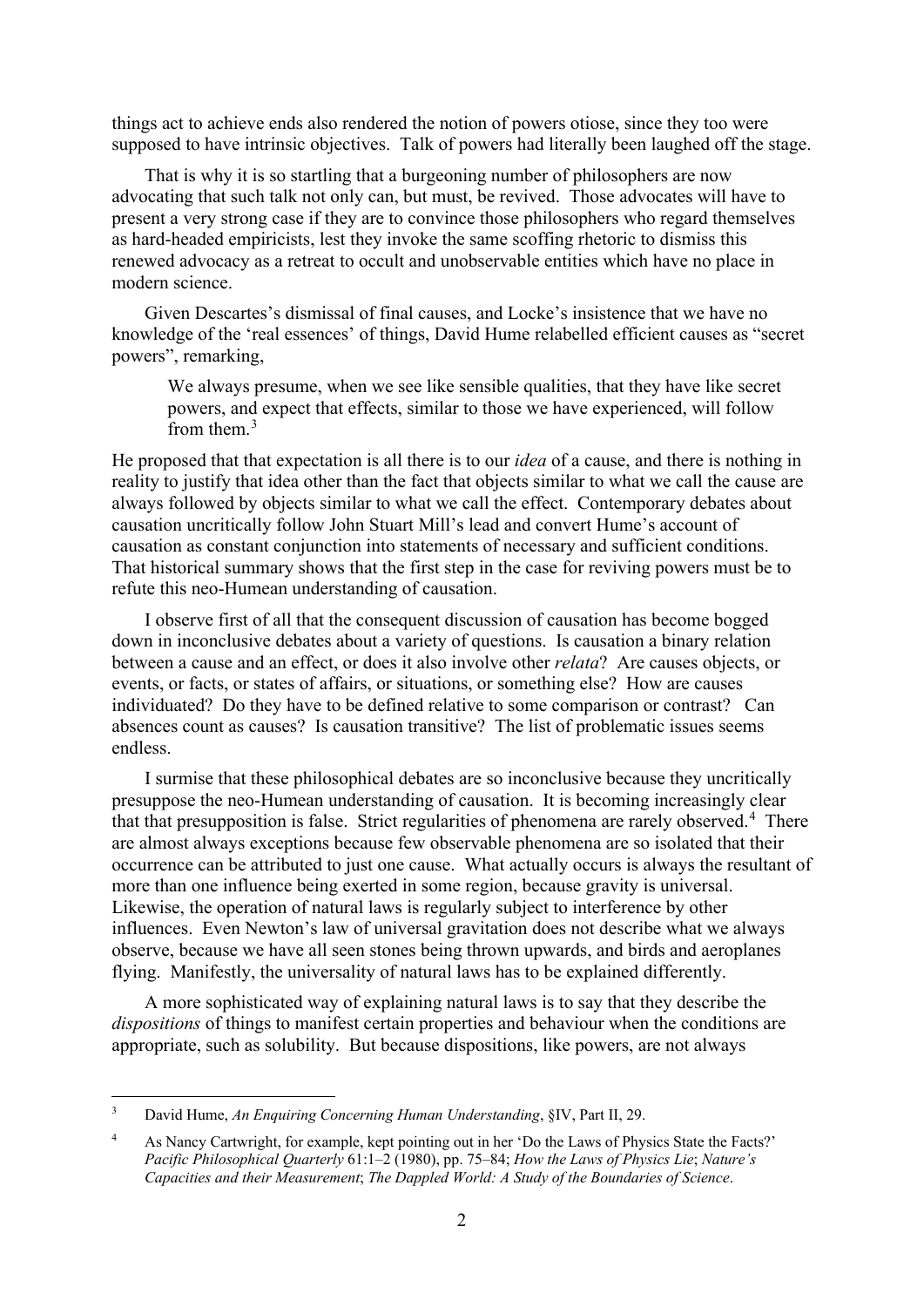things act to achieve ends also rendered the notion of powers otiose, since they too were supposed to have intrinsic objectives. Talk of powers had literally been laughed off the stage.

That is why it is so startling that a burgeoning number of philosophers are now advocating that such talk not only can, but must, be revived. Those advocates will have to present a very strong case if they are to convince those philosophers who regard themselves as hard-headed empiricists, lest they invoke the same scoffing rhetoric to dismiss this renewed advocacy as a retreat to occult and unobservable entities which have no place in modern science.

Given Descartes's dismissal of final causes, and Locke's insistence that we have no knowledge of the 'real essences' of things, David Hume relabelled efficient causes as "secret powers", remarking,

> We always presume, when we see like sensible qualities, that they have like secret powers, and expect that effects, similar to those we have experienced, will follow from them.[3]

He proposed that that expectation is all there is to our *idea* of a cause, and there is nothing in reality to justify that idea other than the fact that objects similar to what we call the cause are always followed by objects similar to what we call the effect. Contemporary debates about causation uncritically follow John Stuart Mill's lead and convert Hume's account of causation as constant conjunction into statements of necessary and sufficient conditions. That historical summary shows that the first step in the case for reviving powers must be to refute this neo-Humean understanding of causation.

I observe first of all that the consequent discussion of causation has become bogged down in inconclusive debates about a variety of questions. Is causation a binary relation between a cause and an effect, or does it also involve other *relata*? Are causes objects, or events, or facts, or states of affairs, or situations, or something else? How are causes individuated? Do they have to be defined relative to some comparison or contrast? Can absences count as causes? Is causation transitive? The list of problematic issues seems endless.

I surmise that these philosophical debates are so inconclusive because they uncritically presuppose the neo-Humean understanding of causation. It is becoming increasingly clear that that presupposition is false. Strict regularities of phenomena are rarely observed.[4] There are almost always exceptions because few observable phenomena are so isolated that their occurrence can be attributed to just one cause. What actually occurs is always the resultant of more than one influence being exerted in some region, because gravity is universal. Likewise, the operation of natural laws is regularly subject to interference by other influences. Even Newton's law of universal gravitation does not describe what we always observe, because we have all seen stones being thrown upwards, and birds and aeroplanes flying. Manifestly, the universality of natural laws has to be explained differently.

A more sophisticated way of explaining natural laws is to say that they describe the *dispositions* of things to manifest certain properties and behaviour when the conditions are appropriate, such as solubility. But because dispositions, like powers, are not always

---

[3] David Hume, *An Enquiring Concerning Human Understanding*, §IV, Part II, 29.

[4] As Nancy Cartwright, for example, kept pointing out in her 'Do the Laws of Physics State the Facts?' *Pacific Philosophical Quarterly* 61:1–2 (1980), pp. 75–84; *How the Laws of Physics Lie*; *Nature's Capacities and their Measurement*; *The Dappled World: A Study of the Boundaries of Science*.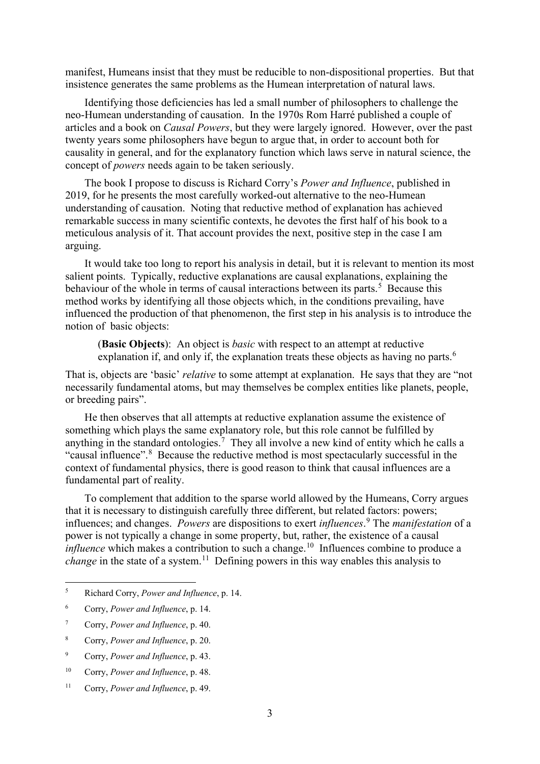manifest, Humeans insist that they must be reducible to non-dispositional properties. But that insistence generates the same problems as the Humean interpretation of natural laws.

Identifying those deficiencies has led a small number of philosophers to challenge the neo-Humean understanding of causation. In the 1970s Rom Harré published a couple of articles and a book on *Causal Powers*, but they were largely ignored. However, over the past twenty years some philosophers have begun to argue that, in order to account both for causality in general, and for the explanatory function which laws serve in natural science, the concept of *powers* needs again to be taken seriously.

The book I propose to discuss is Richard Corry's *Power and Influence*, published in 2019, for he presents the most carefully worked-out alternative to the neo-Humean understanding of causation. Noting that reductive method of explanation has achieved remarkable success in many scientific contexts, he devotes the first half of his book to a meticulous analysis of it. That account provides the next, positive step in the case I am arguing.

It would take too long to report his analysis in detail, but it is relevant to mention its most salient points. Typically, reductive explanations are causal explanations, explaining the behaviour of the whole in terms of causal interactions between its parts.[5] Because this method works by identifying all those objects which, in the conditions prevailing, have influenced the production of that phenomenon, the first step in his analysis is to introduce the notion of basic objects:

> (**Basic Objects**): An object is *basic* with respect to an attempt at reductive explanation if, and only if, the explanation treats these objects as having no parts.[6]

That is, objects are 'basic' *relative* to some attempt at explanation. He says that they are "not necessarily fundamental atoms, but may themselves be complex entities like planets, people, or breeding pairs".

He then observes that all attempts at reductive explanation assume the existence of something which plays the same explanatory role, but this role cannot be fulfilled by anything in the standard ontologies.[7] They all involve a new kind of entity which he calls a "causal influence".[8] Because the reductive method is most spectacularly successful in the context of fundamental physics, there is good reason to think that causal influences are a fundamental part of reality.

To complement that addition to the sparse world allowed by the Humeans, Corry argues that it is necessary to distinguish carefully three different, but related factors: powers; influences; and changes. *Powers* are dispositions to exert *influences*.[9] The *manifestation* of a power is not typically a change in some property, but, rather, the existence of a causal *influence* which makes a contribution to such a change.[10] Influences combine to produce a *change* in the state of a system.[11] Defining powers in this way enables this analysis to

---

[5] Richard Corry, *Power and Influence*, p. 14.

[6] Corry, *Power and Influence*, p. 14.

[7] Corry, *Power and Influence*, p. 40.

[8] Corry, *Power and Influence*, p. 20.

[9] Corry, *Power and Influence*, p. 43.

[10] Corry, *Power and Influence*, p. 48.

[11] Corry, *Power and Influence*, p. 49.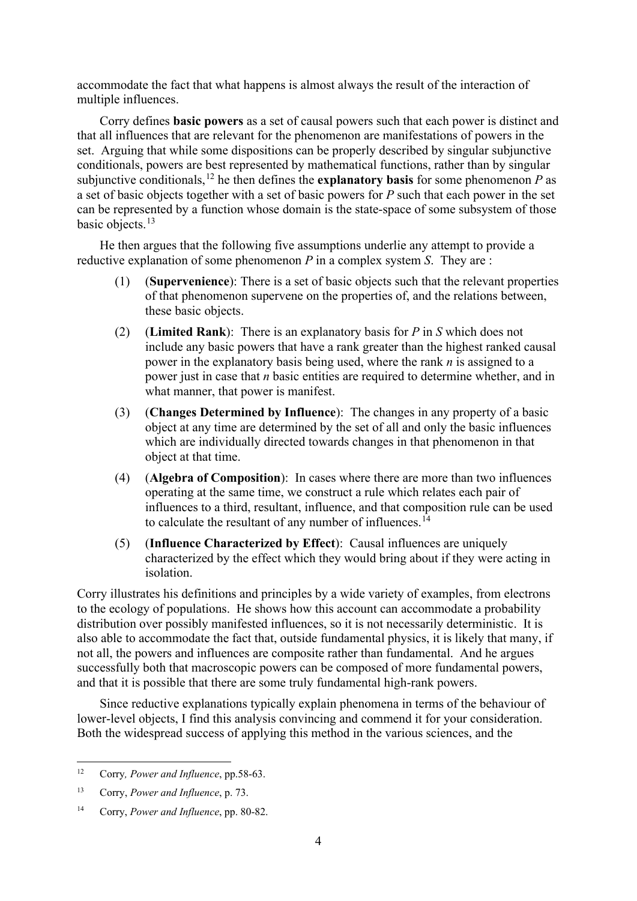accommodate the fact that what happens is almost always the result of the interaction of multiple influences.

Corry defines **basic powers** as a set of causal powers such that each power is distinct and that all influences that are relevant for the phenomenon are manifestations of powers in the set. Arguing that while some dispositions can be properly described by singular subjunctive conditionals, powers are best represented by mathematical functions, rather than by singular subjunctive conditionals,[12] he then defines the **explanatory basis** for some phenomenon *P* as a set of basic objects together with a set of basic powers for *P* such that each power in the set can be represented by a function whose domain is the state-space of some subsystem of those basic objects.[13]

He then argues that the following five assumptions underlie any attempt to provide a reductive explanation of some phenomenon *P* in a complex system *S*. They are :

(1) (**Supervenience**): There is a set of basic objects such that the relevant properties of that phenomenon supervene on the properties of, and the relations between, these basic objects.

(2) (**Limited Rank**): There is an explanatory basis for *P* in *S* which does not include any basic powers that have a rank greater than the highest ranked causal power in the explanatory basis being used, where the rank *n* is assigned to a power just in case that *n* basic entities are required to determine whether, and in what manner, that power is manifest.

(3) (**Changes Determined by Influence**): The changes in any property of a basic object at any time are determined by the set of all and only the basic influences which are individually directed towards changes in that phenomenon in that object at that time.

(4) (**Algebra of Composition**): In cases where there are more than two influences operating at the same time, we construct a rule which relates each pair of influences to a third, resultant, influence, and that composition rule can be used to calculate the resultant of any number of influences.[14]

(5) (**Influence Characterized by Effect**): Causal influences are uniquely characterized by the effect which they would bring about if they were acting in isolation.

Corry illustrates his definitions and principles by a wide variety of examples, from electrons to the ecology of populations. He shows how this account can accommodate a probability distribution over possibly manifested influences, so it is not necessarily deterministic. It is also able to accommodate the fact that, outside fundamental physics, it is likely that many, if not all, the powers and influences are composite rather than fundamental. And he argues successfully both that macroscopic powers can be composed of more fundamental powers, and that it is possible that there are some truly fundamental high-rank powers.

Since reductive explanations typically explain phenomena in terms of the behaviour of lower-level objects, I find this analysis convincing and commend it for your consideration. Both the widespread success of applying this method in the various sciences, and the

---

[12] Corry, *Power and Influence*, pp.58-63.

[13] Corry, *Power and Influence*, p. 73.

[14] Corry, *Power and Influence*, pp. 80-82.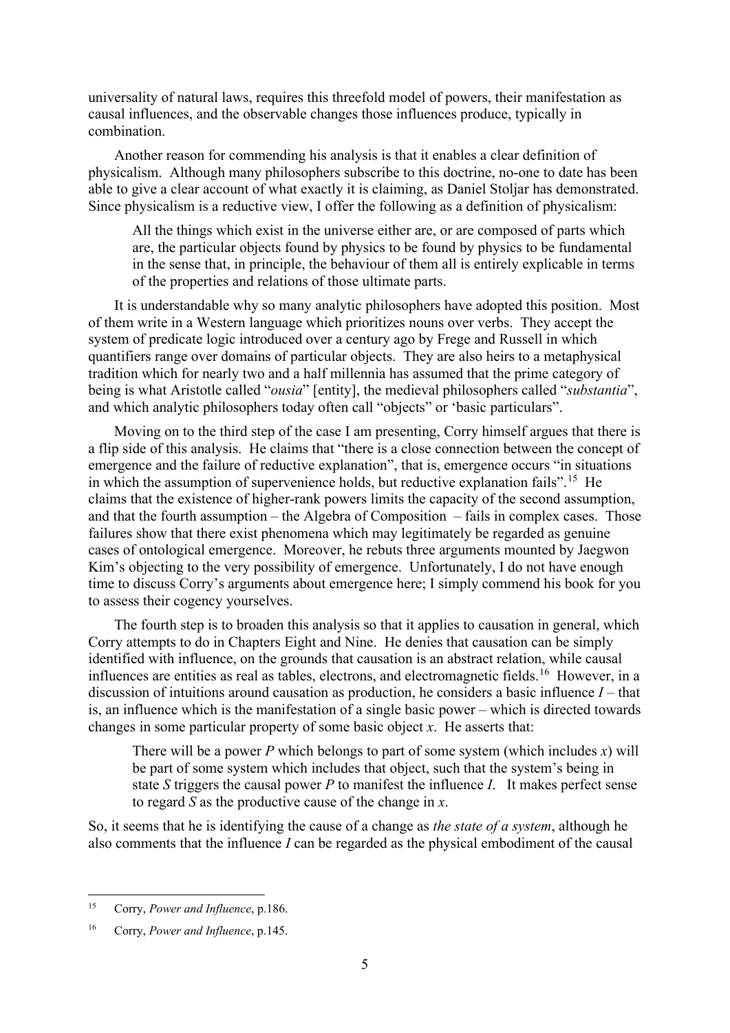universality of natural laws, requires this threefold model of powers, their manifestation as causal influences, and the observable changes those influences produce, typically in combination.

Another reason for commending his analysis is that it enables a clear definition of physicalism. Although many philosophers subscribe to this doctrine, no-one to date has been able to give a clear account of what exactly it is claiming, as Daniel Stoljar has demonstrated. Since physicalism is a reductive view, I offer the following as a definition of physicalism:

> All the things which exist in the universe either are, or are composed of parts which are, the particular objects found by physics to be found by physics to be fundamental in the sense that, in principle, the behaviour of them all is entirely explicable in terms of the properties and relations of those ultimate parts.

It is understandable why so many analytic philosophers have adopted this position. Most of them write in a Western language which prioritizes nouns over verbs. They accept the system of predicate logic introduced over a century ago by Frege and Russell in which quantifiers range over domains of particular objects. They are also heirs to a metaphysical tradition which for nearly two and a half millennia has assumed that the prime category of being is what Aristotle called "*ousia*" [entity], the medieval philosophers called "*substantia*", and which analytic philosophers today often call "objects" or 'basic particulars".

Moving on to the third step of the case I am presenting, Corry himself argues that there is a flip side of this analysis. He claims that "there is a close connection between the concept of emergence and the failure of reductive explanation", that is, emergence occurs "in situations in which the assumption of supervenience holds, but reductive explanation fails".[15] He claims that the existence of higher-rank powers limits the capacity of the second assumption, and that the fourth assumption – the Algebra of Composition – fails in complex cases. Those failures show that there exist phenomena which may legitimately be regarded as genuine cases of ontological emergence. Moreover, he rebuts three arguments mounted by Jaegwon Kim's objecting to the very possibility of emergence. Unfortunately, I do not have enough time to discuss Corry's arguments about emergence here; I simply commend his book for you to assess their cogency yourselves.

The fourth step is to broaden this analysis so that it applies to causation in general, which Corry attempts to do in Chapters Eight and Nine. He denies that causation can be simply identified with influence, on the grounds that causation is an abstract relation, while causal influences are entities as real as tables, electrons, and electromagnetic fields.[16] However, in a discussion of intuitions around causation as production, he considers a basic influence *I* – that is, an influence which is the manifestation of a single basic power – which is directed towards changes in some particular property of some basic object *x*. He asserts that:

> There will be a power *P* which belongs to part of some system (which includes *x*) will be part of some system which includes that object, such that the system's being in state *S* triggers the causal power *P* to manifest the influence *I*. It makes perfect sense to regard *S* as the productive cause of the change in *x*.

So, it seems that he is identifying the cause of a change as *the state of a system*, although he also comments that the influence *I* can be regarded as the physical embodiment of the causal

---

[15] Corry, *Power and Influence*, p.186.

[16] Corry, *Power and Influence*, p.145.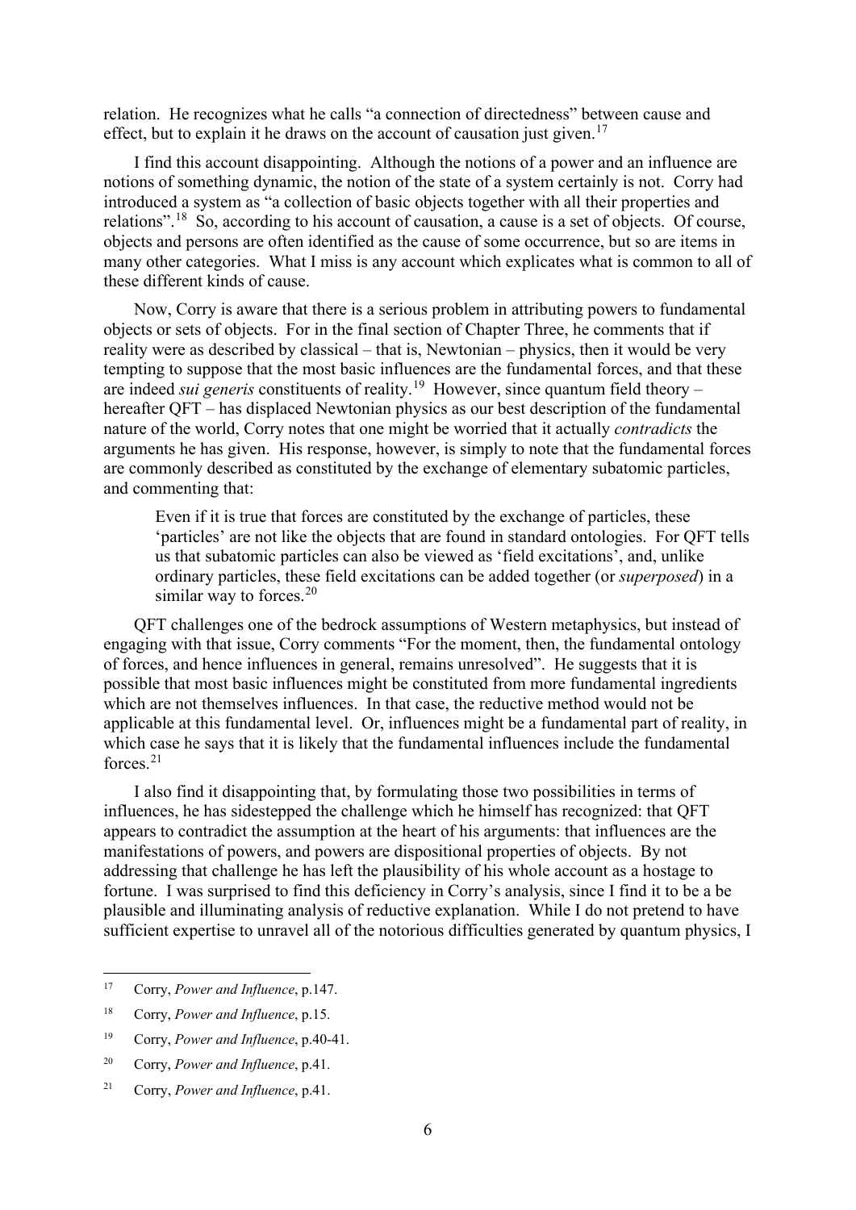relation. He recognizes what he calls "a connection of directedness" between cause and effect, but to explain it he draws on the account of causation just given.[17]

I find this account disappointing. Although the notions of a power and an influence are notions of something dynamic, the notion of the state of a system certainly is not. Corry had introduced a system as "a collection of basic objects together with all their properties and relations".[18] So, according to his account of causation, a cause is a set of objects. Of course, objects and persons are often identified as the cause of some occurrence, but so are items in many other categories. What I miss is any account which explicates what is common to all of these different kinds of cause.

Now, Corry is aware that there is a serious problem in attributing powers to fundamental objects or sets of objects. For in the final section of Chapter Three, he comments that if reality were as described by classical – that is, Newtonian – physics, then it would be very tempting to suppose that the most basic influences are the fundamental forces, and that these are indeed *sui generis* constituents of reality.[19] However, since quantum field theory – hereafter QFT – has displaced Newtonian physics as our best description of the fundamental nature of the world, Corry notes that one might be worried that it actually *contradicts* the arguments he has given. His response, however, is simply to note that the fundamental forces are commonly described as constituted by the exchange of elementary subatomic particles, and commenting that:

> Even if it is true that forces are constituted by the exchange of particles, these 'particles' are not like the objects that are found in standard ontologies. For QFT tells us that subatomic particles can also be viewed as 'field excitations', and, unlike ordinary particles, these field excitations can be added together (or *superposed*) in a similar way to forces.[20]

QFT challenges one of the bedrock assumptions of Western metaphysics, but instead of engaging with that issue, Corry comments "For the moment, then, the fundamental ontology of forces, and hence influences in general, remains unresolved". He suggests that it is possible that most basic influences might be constituted from more fundamental ingredients which are not themselves influences. In that case, the reductive method would not be applicable at this fundamental level. Or, influences might be a fundamental part of reality, in which case he says that it is likely that the fundamental influences include the fundamental forces.[21]

I also find it disappointing that, by formulating those two possibilities in terms of influences, he has sidestepped the challenge which he himself has recognized: that QFT appears to contradict the assumption at the heart of his arguments: that influences are the manifestations of powers, and powers are dispositional properties of objects. By not addressing that challenge he has left the plausibility of his whole account as a hostage to fortune. I was surprised to find this deficiency in Corry's analysis, since I find it to be a be plausible and illuminating analysis of reductive explanation. While I do not pretend to have sufficient expertise to unravel all of the notorious difficulties generated by quantum physics, I

---

[17] Corry, *Power and Influence*, p.147.

[18] Corry, *Power and Influence*, p.15.

[19] Corry, *Power and Influence*, p.40-41.

[20] Corry, *Power and Influence*, p.41.

[21] Corry, *Power and Influence*, p.41.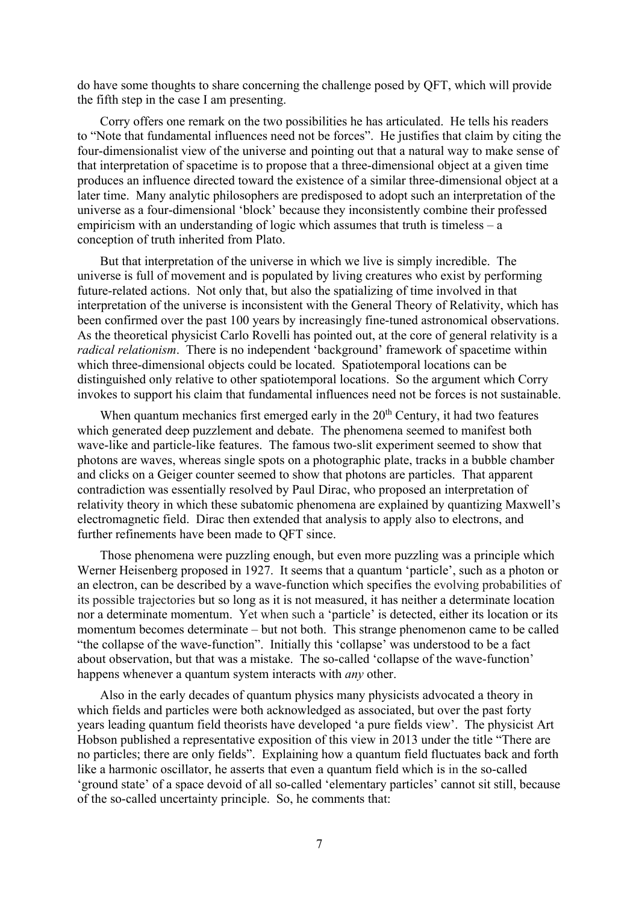do have some thoughts to share concerning the challenge posed by QFT, which will provide the fifth step in the case I am presenting.

Corry offers one remark on the two possibilities he has articulated. He tells his readers to "Note that fundamental influences need not be forces". He justifies that claim by citing the four-dimensionalist view of the universe and pointing out that a natural way to make sense of that interpretation of spacetime is to propose that a three-dimensional object at a given time produces an influence directed toward the existence of a similar three-dimensional object at a later time. Many analytic philosophers are predisposed to adopt such an interpretation of the universe as a four-dimensional 'block' because they inconsistently combine their professed empiricism with an understanding of logic which assumes that truth is timeless – a conception of truth inherited from Plato.

But that interpretation of the universe in which we live is simply incredible. The universe is full of movement and is populated by living creatures who exist by performing future-related actions. Not only that, but also the spatializing of time involved in that interpretation of the universe is inconsistent with the General Theory of Relativity, which has been confirmed over the past 100 years by increasingly fine-tuned astronomical observations. As the theoretical physicist Carlo Rovelli has pointed out, at the core of general relativity is a *radical relationism*. There is no independent 'background' framework of spacetime within which three-dimensional objects could be located. Spatiotemporal locations can be distinguished only relative to other spatiotemporal locations. So the argument which Corry invokes to support his claim that fundamental influences need not be forces is not sustainable.

When quantum mechanics first emerged early in the 20th Century, it had two features which generated deep puzzlement and debate. The phenomena seemed to manifest both wave-like and particle-like features. The famous two-slit experiment seemed to show that photons are waves, whereas single spots on a photographic plate, tracks in a bubble chamber and clicks on a Geiger counter seemed to show that photons are particles. That apparent contradiction was essentially resolved by Paul Dirac, who proposed an interpretation of relativity theory in which these subatomic phenomena are explained by quantizing Maxwell's electromagnetic field. Dirac then extended that analysis to apply also to electrons, and further refinements have been made to QFT since.

Those phenomena were puzzling enough, but even more puzzling was a principle which Werner Heisenberg proposed in 1927. It seems that a quantum 'particle', such as a photon or an electron, can be described by a wave-function which specifies the evolving probabilities of its possible trajectories but so long as it is not measured, it has neither a determinate location nor a determinate momentum. Yet when such a 'particle' is detected, either its location or its momentum becomes determinate – but not both. This strange phenomenon came to be called "the collapse of the wave-function". Initially this 'collapse' was understood to be a fact about observation, but that was a mistake. The so-called 'collapse of the wave-function' happens whenever a quantum system interacts with *any* other.

Also in the early decades of quantum physics many physicists advocated a theory in which fields and particles were both acknowledged as associated, but over the past forty years leading quantum field theorists have developed 'a pure fields view'. The physicist Art Hobson published a representative exposition of this view in 2013 under the title "There are no particles; there are only fields". Explaining how a quantum field fluctuates back and forth like a harmonic oscillator, he asserts that even a quantum field which is in the so-called 'ground state' of a space devoid of all so-called 'elementary particles' cannot sit still, because of the so-called uncertainty principle. So, he comments that: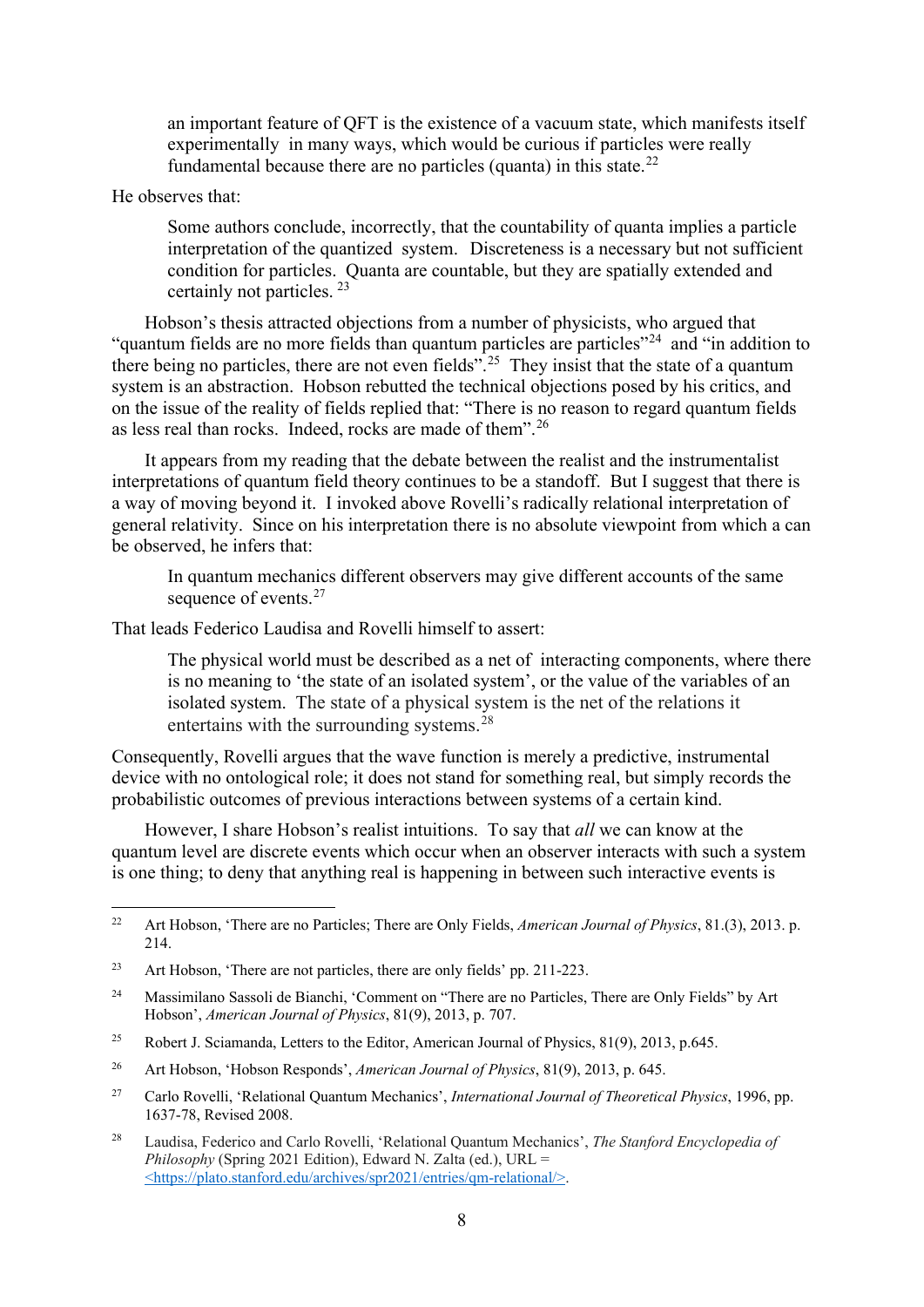> an important feature of QFT is the existence of a vacuum state, which manifests itself experimentally in many ways, which would be curious if particles were really fundamental because there are no particles (quanta) in this state.[22]

He observes that:

> Some authors conclude, incorrectly, that the countability of quanta implies a particle interpretation of the quantized system. Discreteness is a necessary but not sufficient condition for particles. Quanta are countable, but they are spatially extended and certainly not particles.[23]

Hobson's thesis attracted objections from a number of physicists, who argued that "quantum fields are no more fields than quantum particles are particles"[24] and "in addition to there being no particles, there are not even fields".[25] They insist that the state of a quantum system is an abstraction. Hobson rebutted the technical objections posed by his critics, and on the issue of the reality of fields replied that: "There is no reason to regard quantum fields as less real than rocks. Indeed, rocks are made of them".[26]

It appears from my reading that the debate between the realist and the instrumentalist interpretations of quantum field theory continues to be a standoff. But I suggest that there is a way of moving beyond it. I invoked above Rovelli's radically relational interpretation of general relativity. Since on his interpretation there is no absolute viewpoint from which a can be observed, he infers that:

> In quantum mechanics different observers may give different accounts of the same sequence of events.[27]

That leads Federico Laudisa and Rovelli himself to assert:

> The physical world must be described as a net of interacting components, where there is no meaning to 'the state of an isolated system', or the value of the variables of an isolated system. The state of a physical system is the net of the relations it entertains with the surrounding systems.[28]

Consequently, Rovelli argues that the wave function is merely a predictive, instrumental device with no ontological role; it does not stand for something real, but simply records the probabilistic outcomes of previous interactions between systems of a certain kind.

However, I share Hobson's realist intuitions. To say that *all* we can know at the quantum level are discrete events which occur when an observer interacts with such a system is one thing; to deny that anything real is happening in between such interactive events is

---

[22] Art Hobson, 'There are no Particles; There are Only Fields, *American Journal of Physics*, 81.(3), 2013. p. 214.

[23] Art Hobson, 'There are not particles, there are only fields' pp. 211-223.

[24] Massimilano Sassoli de Bianchi, 'Comment on "There are no Particles, There are Only Fields" by Art Hobson', *American Journal of Physics*, 81(9), 2013, p. 707.

[25] Robert J. Sciamanda, Letters to the Editor, American Journal of Physics, 81(9), 2013, p.645.

[26] Art Hobson, 'Hobson Responds', *American Journal of Physics*, 81(9), 2013, p. 645.

[27] Carlo Rovelli, 'Relational Quantum Mechanics', *International Journal of Theoretical Physics*, 1996, pp. 1637-78, Revised 2008.

[28] Laudisa, Federico and Carlo Rovelli, 'Relational Quantum Mechanics', *The Stanford Encyclopedia of Philosophy* (Spring 2021 Edition), Edward N. Zalta (ed.), URL = <https://plato.stanford.edu/archives/spr2021/entries/qm-relational/>.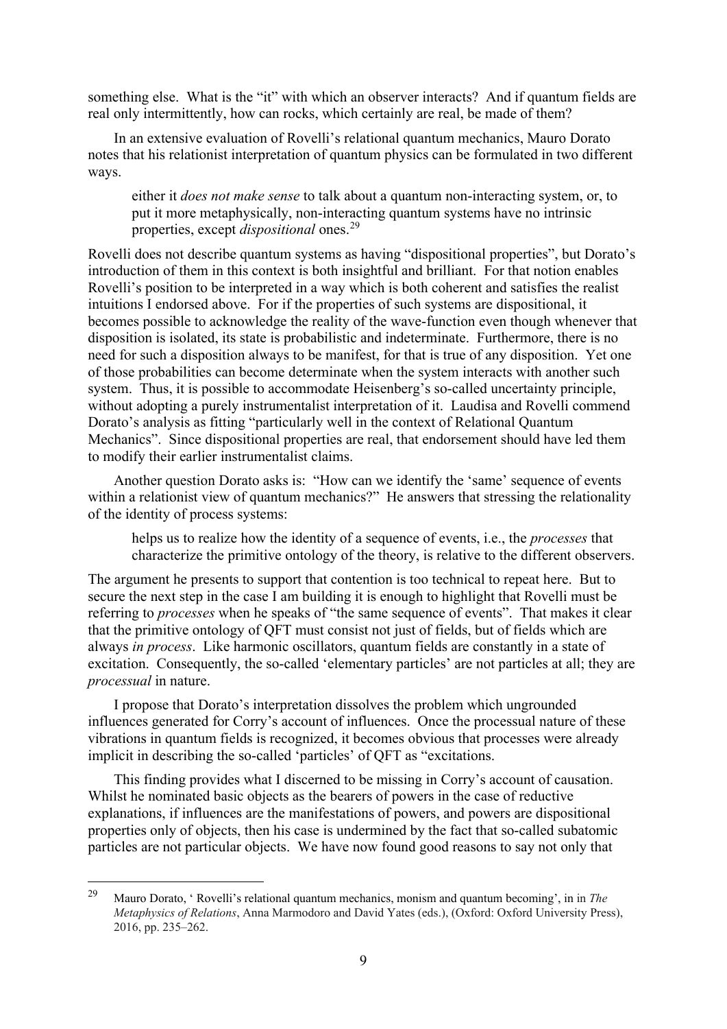something else. What is the "it" with which an observer interacts? And if quantum fields are real only intermittently, how can rocks, which certainly are real, be made of them?

In an extensive evaluation of Rovelli's relational quantum mechanics, Mauro Dorato notes that his relationist interpretation of quantum physics can be formulated in two different ways.

> either it *does not make sense* to talk about a quantum non-interacting system, or, to put it more metaphysically, non-interacting quantum systems have no intrinsic properties, except *dispositional* ones.[29]

Rovelli does not describe quantum systems as having "dispositional properties", but Dorato's introduction of them in this context is both insightful and brilliant. For that notion enables Rovelli's position to be interpreted in a way which is both coherent and satisfies the realist intuitions I endorsed above. For if the properties of such systems are dispositional, it becomes possible to acknowledge the reality of the wave-function even though whenever that disposition is isolated, its state is probabilistic and indeterminate. Furthermore, there is no need for such a disposition always to be manifest, for that is true of any disposition. Yet one of those probabilities can become determinate when the system interacts with another such system. Thus, it is possible to accommodate Heisenberg's so-called uncertainty principle, without adopting a purely instrumentalist interpretation of it. Laudisa and Rovelli commend Dorato's analysis as fitting "particularly well in the context of Relational Quantum Mechanics". Since dispositional properties are real, that endorsement should have led them to modify their earlier instrumentalist claims.

Another question Dorato asks is: "How can we identify the 'same' sequence of events within a relationist view of quantum mechanics?" He answers that stressing the relationality of the identity of process systems:

> helps us to realize how the identity of a sequence of events, i.e., the *processes* that characterize the primitive ontology of the theory, is relative to the different observers.

The argument he presents to support that contention is too technical to repeat here. But to secure the next step in the case I am building it is enough to highlight that Rovelli must be referring to *processes* when he speaks of "the same sequence of events". That makes it clear that the primitive ontology of QFT must consist not just of fields, but of fields which are always *in process*. Like harmonic oscillators, quantum fields are constantly in a state of excitation. Consequently, the so-called 'elementary particles' are not particles at all; they are *processual* in nature.

I propose that Dorato's interpretation dissolves the problem which ungrounded influences generated for Corry's account of influences. Once the processual nature of these vibrations in quantum fields is recognized, it becomes obvious that processes were already implicit in describing the so-called 'particles' of QFT as "excitations.

This finding provides what I discerned to be missing in Corry's account of causation. Whilst he nominated basic objects as the bearers of powers in the case of reductive explanations, if influences are the manifestations of powers, and powers are dispositional properties only of objects, then his case is undermined by the fact that so-called subatomic particles are not particular objects. We have now found good reasons to say not only that

---

[29] Mauro Dorato, ' Rovelli's relational quantum mechanics, monism and quantum becoming', in in *The Metaphysics of Relations*, Anna Marmodoro and David Yates (eds.), (Oxford: Oxford University Press), 2016, pp. 235–262.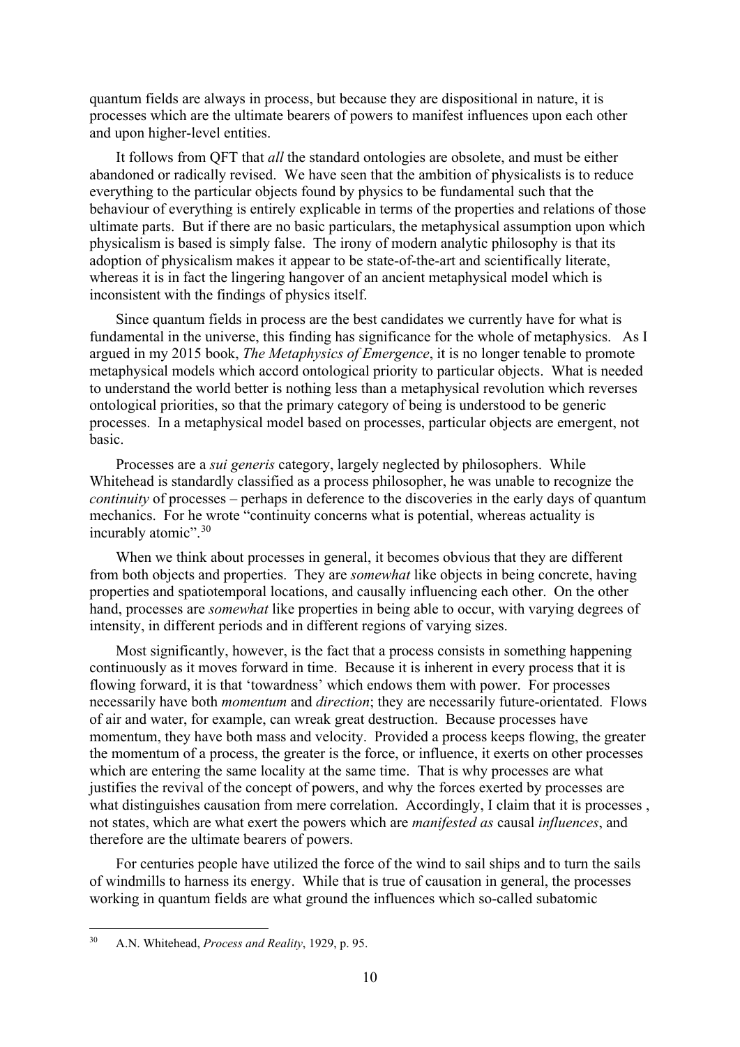quantum fields are always in process, but because they are dispositional in nature, it is processes which are the ultimate bearers of powers to manifest influences upon each other and upon higher-level entities.

It follows from QFT that *all* the standard ontologies are obsolete, and must be either abandoned or radically revised. We have seen that the ambition of physicalists is to reduce everything to the particular objects found by physics to be fundamental such that the behaviour of everything is entirely explicable in terms of the properties and relations of those ultimate parts. But if there are no basic particulars, the metaphysical assumption upon which physicalism is based is simply false. The irony of modern analytic philosophy is that its adoption of physicalism makes it appear to be state-of-the-art and scientifically literate, whereas it is in fact the lingering hangover of an ancient metaphysical model which is inconsistent with the findings of physics itself.

Since quantum fields in process are the best candidates we currently have for what is fundamental in the universe, this finding has significance for the whole of metaphysics. As I argued in my 2015 book, *The Metaphysics of Emergence*, it is no longer tenable to promote metaphysical models which accord ontological priority to particular objects. What is needed to understand the world better is nothing less than a metaphysical revolution which reverses ontological priorities, so that the primary category of being is understood to be generic processes. In a metaphysical model based on processes, particular objects are emergent, not basic.

Processes are a *sui generis* category, largely neglected by philosophers. While Whitehead is standardly classified as a process philosopher, he was unable to recognize the *continuity* of processes – perhaps in deference to the discoveries in the early days of quantum mechanics. For he wrote "continuity concerns what is potential, whereas actuality is incurably atomic".[30]

When we think about processes in general, it becomes obvious that they are different from both objects and properties. They are *somewhat* like objects in being concrete, having properties and spatiotemporal locations, and causally influencing each other. On the other hand, processes are *somewhat* like properties in being able to occur, with varying degrees of intensity, in different periods and in different regions of varying sizes.

Most significantly, however, is the fact that a process consists in something happening continuously as it moves forward in time. Because it is inherent in every process that it is flowing forward, it is that 'towardness' which endows them with power. For processes necessarily have both *momentum* and *direction*; they are necessarily future-orientated. Flows of air and water, for example, can wreak great destruction. Because processes have momentum, they have both mass and velocity. Provided a process keeps flowing, the greater the momentum of a process, the greater is the force, or influence, it exerts on other processes which are entering the same locality at the same time. That is why processes are what justifies the revival of the concept of powers, and why the forces exerted by processes are what distinguishes causation from mere correlation. Accordingly, I claim that it is processes , not states, which are what exert the powers which are *manifested as* causal *influences*, and therefore are the ultimate bearers of powers.

For centuries people have utilized the force of the wind to sail ships and to turn the sails of windmills to harness its energy. While that is true of causation in general, the processes working in quantum fields are what ground the influences which so-called subatomic

---

[30] A.N. Whitehead, *Process and Reality*, 1929, p. 95.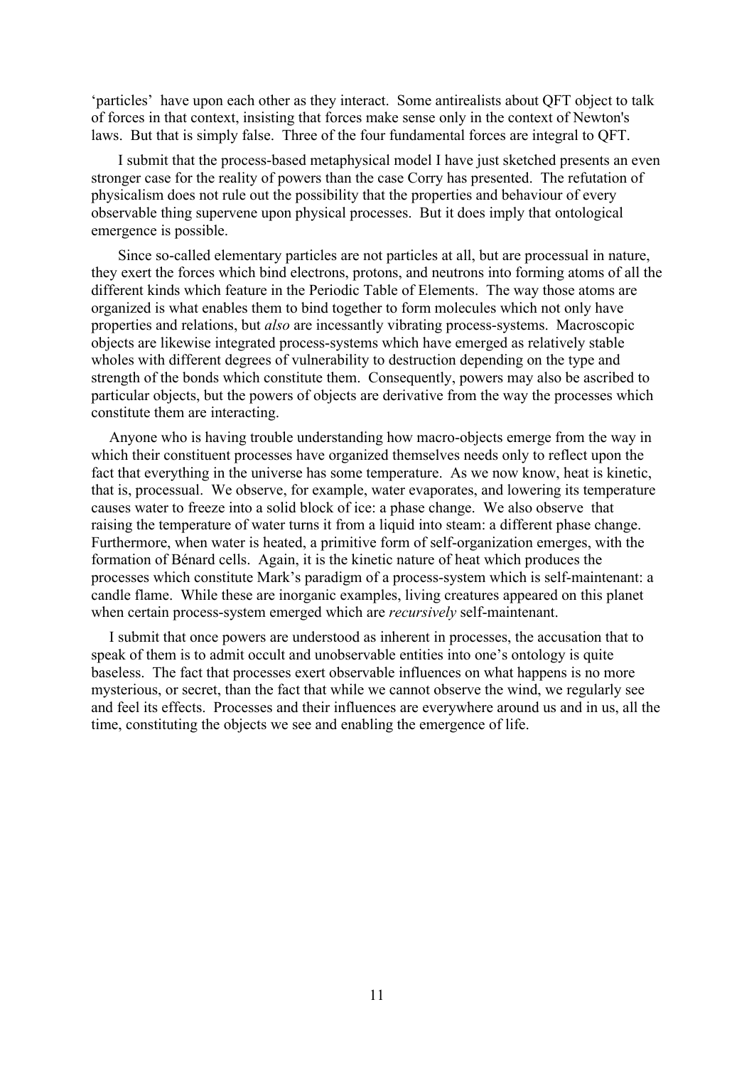'particles' have upon each other as they interact. Some antirealists about QFT object to talk of forces in that context, insisting that forces make sense only in the context of Newton's laws. But that is simply false. Three of the four fundamental forces are integral to QFT.

I submit that the process-based metaphysical model I have just sketched presents an even stronger case for the reality of powers than the case Corry has presented. The refutation of physicalism does not rule out the possibility that the properties and behaviour of every observable thing supervene upon physical processes. But it does imply that ontological emergence is possible.

Since so-called elementary particles are not particles at all, but are processual in nature, they exert the forces which bind electrons, protons, and neutrons into forming atoms of all the different kinds which feature in the Periodic Table of Elements. The way those atoms are organized is what enables them to bind together to form molecules which not only have properties and relations, but *also* are incessantly vibrating process-systems. Macroscopic objects are likewise integrated process-systems which have emerged as relatively stable wholes with different degrees of vulnerability to destruction depending on the type and strength of the bonds which constitute them. Consequently, powers may also be ascribed to particular objects, but the powers of objects are derivative from the way the processes which constitute them are interacting.

Anyone who is having trouble understanding how macro-objects emerge from the way in which their constituent processes have organized themselves needs only to reflect upon the fact that everything in the universe has some temperature. As we now know, heat is kinetic, that is, processual. We observe, for example, water evaporates, and lowering its temperature causes water to freeze into a solid block of ice: a phase change. We also observe that raising the temperature of water turns it from a liquid into steam: a different phase change. Furthermore, when water is heated, a primitive form of self-organization emerges, with the formation of Bénard cells. Again, it is the kinetic nature of heat which produces the processes which constitute Mark's paradigm of a process-system which is self-maintenant: a candle flame. While these are inorganic examples, living creatures appeared on this planet when certain process-system emerged which are *recursively* self-maintenant.

I submit that once powers are understood as inherent in processes, the accusation that to speak of them is to admit occult and unobservable entities into one's ontology is quite baseless. The fact that processes exert observable influences on what happens is no more mysterious, or secret, than the fact that while we cannot observe the wind, we regularly see and feel its effects. Processes and their influences are everywhere around us and in us, all the time, constituting the objects we see and enabling the emergence of life.